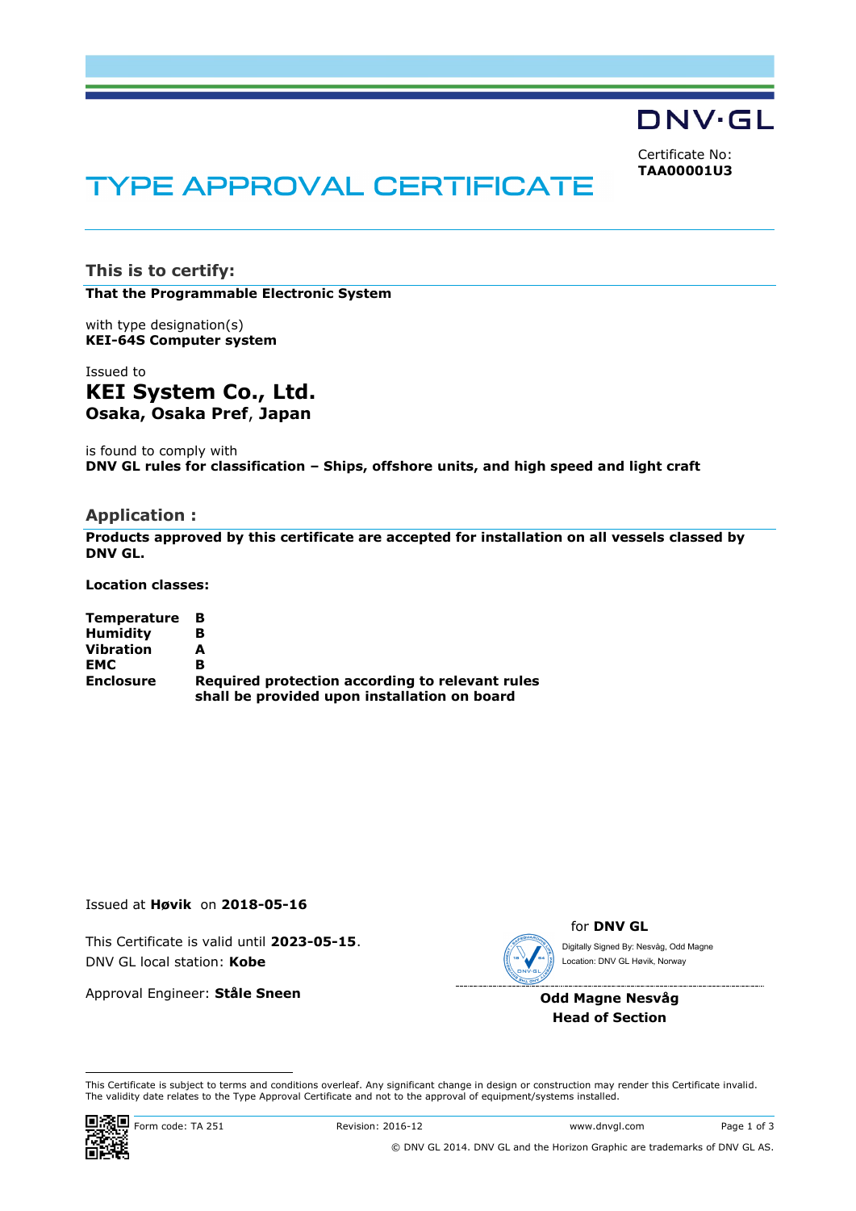DNV·GL

Certificate No:
**TAA00001U3**

# TYPE APPROVAL CERTIFICATE

## This is to certify:

**That the Programmable Electronic System**

with type designation(s)
**KEI-64S Computer system**

Issued to
**KEI System Co., Ltd.**
**Osaka, Osaka Pref, Japan**

is found to comply with
**DNV GL rules for classification – Ships, offshore units, and high speed and light craft**

## Application :

**Products approved by this certificate are accepted for installation on all vessels classed by DNV GL.**

**Location classes:**

| | |
|---|---|
| **Temperature** | **B** |
| **Humidity** | **B** |
| **Vibration** | **A** |
| **EMC** | **B** |
| **Enclosure** | **Required protection according to relevant rules shall be provided upon installation on board** |

Issued at **Høvik** on **2018-05-16**

This Certificate is valid until **2023-05-15**.
DNV GL local station: **Kobe**

Approval Engineer: **Ståle Sneen**

for **DNV GL**

Digitally Signed By: Nesvåg, Odd Magne
Location: DNV GL Høvik, Norway

**Odd Magne Nesvåg**
**Head of Section**

This Certificate is subject to terms and conditions overleaf. Any significant change in design or construction may render this Certificate invalid. The validity date relates to the Type Approval Certificate and not to the approval of equipment/systems installed.

Form code: TA 251 | Revision: 2016-12 | www.dnvgl.com

© DNV GL 2014. DNV GL and the Horizon Graphic are trademarks of DNV GL AS.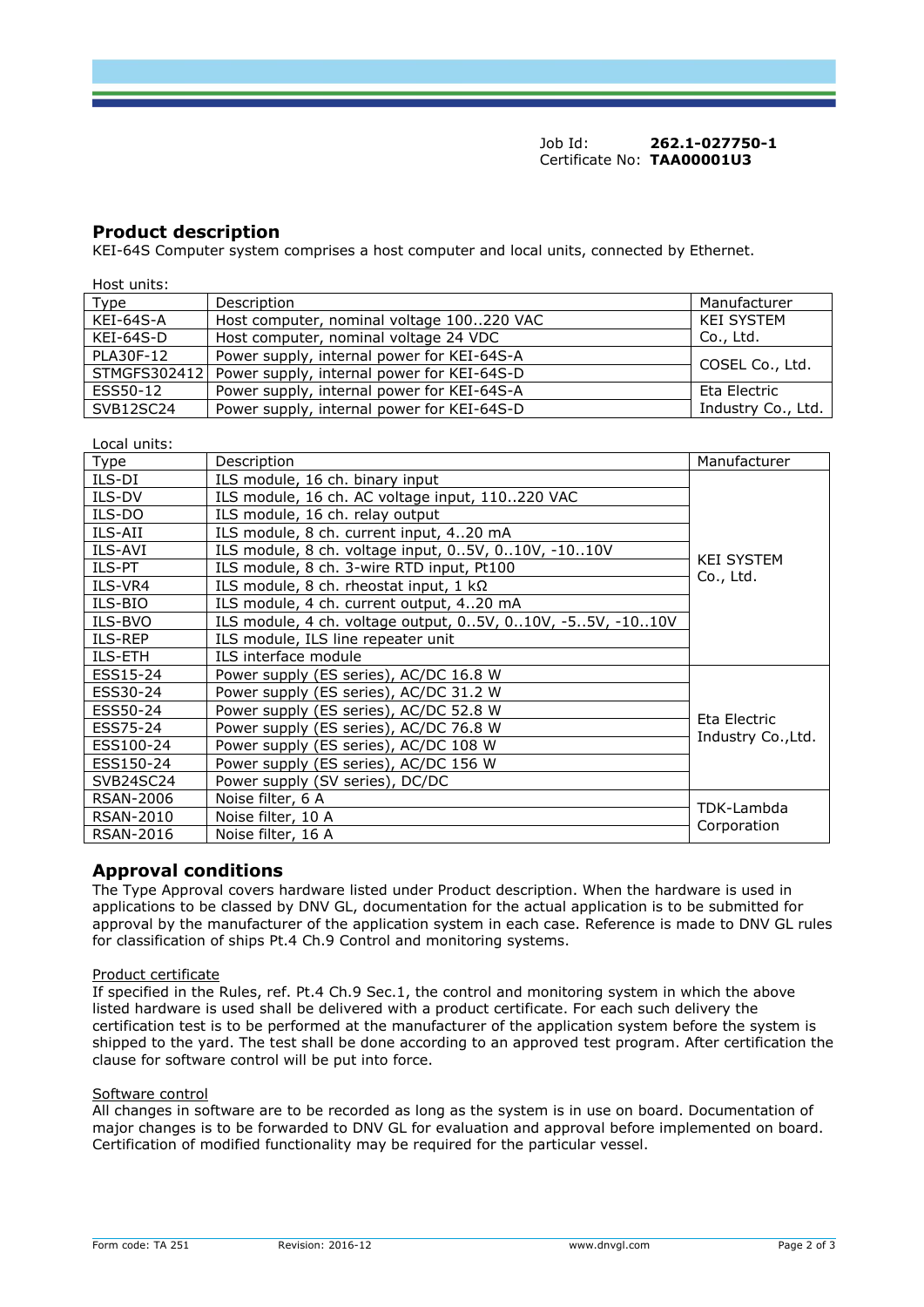Job Id: **262.1-027750-1**
Certificate No: **TAA00001U3**

## Product description

KEI-64S Computer system comprises a host computer and local units, connected by Ethernet.

Host units:

| Type | Description | Manufacturer |
|---|---|---|
| KEI-64S-A | Host computer, nominal voltage 100..220 VAC | KEI SYSTEM Co., Ltd. |
| KEI-64S-D | Host computer, nominal voltage 24 VDC | |
| PLA30F-12 | Power supply, internal power for KEI-64S-A | COSEL Co., Ltd. |
| STMGFS302412 | Power supply, internal power for KEI-64S-D | |
| ESS50-12 | Power supply, internal power for KEI-64S-A | Eta Electric Industry Co., Ltd. |
| SVB12SC24 | Power supply, internal power for KEI-64S-D | |

Local units:

| Type | Description | Manufacturer |
|---|---|---|
| ILS-DI | ILS module, 16 ch. binary input | KEI SYSTEM Co., Ltd. |
| ILS-DV | ILS module, 16 ch. AC voltage input, 110..220 VAC | |
| ILS-DO | ILS module, 16 ch. relay output | |
| ILS-AII | ILS module, 8 ch. current input, 4..20 mA | |
| ILS-AVI | ILS module, 8 ch. voltage input, 0..5V, 0..10V, -10..10V | |
| ILS-PT | ILS module, 8 ch. 3-wire RTD input, Pt100 | |
| ILS-VR4 | ILS module, 8 ch. rheostat input, 1 kΩ | |
| ILS-BIO | ILS module, 4 ch. current output, 4..20 mA | |
| ILS-BVO | ILS module, 4 ch. voltage output, 0..5V, 0..10V, -5..5V, -10..10V | |
| ILS-REP | ILS module, ILS line repeater unit | |
| ILS-ETH | ILS interface module | |
| ESS15-24 | Power supply (ES series), AC/DC 16.8 W | Eta Electric Industry Co.,Ltd. |
| ESS30-24 | Power supply (ES series), AC/DC 31.2 W | |
| ESS50-24 | Power supply (ES series), AC/DC 52.8 W | |
| ESS75-24 | Power supply (ES series), AC/DC 76.8 W | |
| ESS100-24 | Power supply (ES series), AC/DC 108 W | |
| ESS150-24 | Power supply (ES series), AC/DC 156 W | |
| SVB24SC24 | Power supply (SV series), DC/DC | |
| RSAN-2006 | Noise filter, 6 A | TDK-Lambda Corporation |
| RSAN-2010 | Noise filter, 10 A | |
| RSAN-2016 | Noise filter, 16 A | |

## Approval conditions

The Type Approval covers hardware listed under Product description. When the hardware is used in applications to be classed by DNV GL, documentation for the actual application is to be submitted for approval by the manufacturer of the application system in each case. Reference is made to DNV GL rules for classification of ships Pt.4 Ch.9 Control and monitoring systems.

Product certificate

If specified in the Rules, ref. Pt.4 Ch.9 Sec.1, the control and monitoring system in which the above listed hardware is used shall be delivered with a product certificate. For each such delivery the certification test is to be performed at the manufacturer of the application system before the system is shipped to the yard. The test shall be done according to an approved test program. After certification the clause for software control will be put into force.

Software control

All changes in software are to be recorded as long as the system is in use on board. Documentation of major changes is to be forwarded to DNV GL for evaluation and approval before implemented on board. Certification of modified functionality may be required for the particular vessel.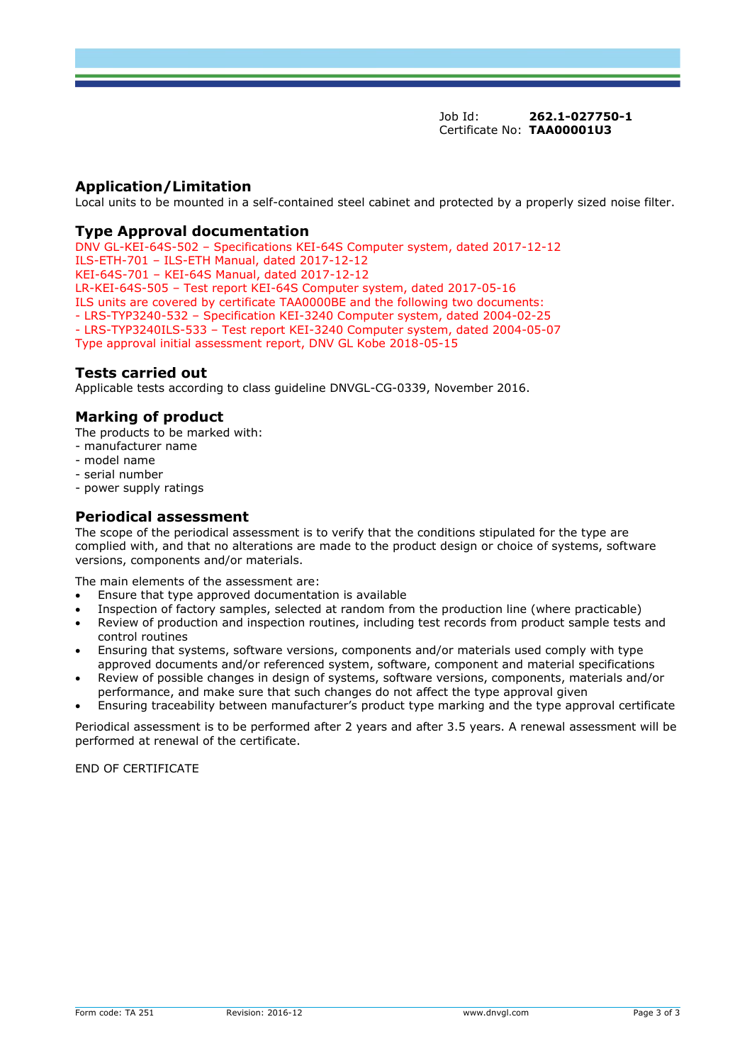Job Id: **262.1-027750-1**
Certificate No: **TAA00001U3**

## Application/Limitation

Local units to be mounted in a self-contained steel cabinet and protected by a properly sized noise filter.

## Type Approval documentation

DNV GL-KEI-64S-502 – Specifications KEI-64S Computer system, dated 2017-12-12
ILS-ETH-701 – ILS-ETH Manual, dated 2017-12-12
KEI-64S-701 – KEI-64S Manual, dated 2017-12-12
LR-KEI-64S-505 – Test report KEI-64S Computer system, dated 2017-05-16
ILS units are covered by certificate TAA0000BE and the following two documents:
- LRS-TYP3240-532 – Specification KEI-3240 Computer system, dated 2004-02-25
- LRS-TYP3240ILS-533 – Test report KEI-3240 Computer system, dated 2004-05-07

Type approval initial assessment report, DNV GL Kobe 2018-05-15

## Tests carried out

Applicable tests according to class guideline DNVGL-CG-0339, November 2016.

## Marking of product

The products to be marked with:
- manufacturer name
- model name
- serial number
- power supply ratings

## Periodical assessment

The scope of the periodical assessment is to verify that the conditions stipulated for the type are complied with, and that no alterations are made to the product design or choice of systems, software versions, components and/or materials.

The main elements of the assessment are:

- Ensure that type approved documentation is available
- Inspection of factory samples, selected at random from the production line (where practicable)
- Review of production and inspection routines, including test records from product sample tests and control routines
- Ensuring that systems, software versions, components and/or materials used comply with type approved documents and/or referenced system, software, component and material specifications
- Review of possible changes in design of systems, software versions, components, materials and/or performance, and make sure that such changes do not affect the type approval given
- Ensuring traceability between manufacturer's product type marking and the type approval certificate

Periodical assessment is to be performed after 2 years and after 3.5 years. A renewal assessment will be performed at renewal of the certificate.

END OF CERTIFICATE